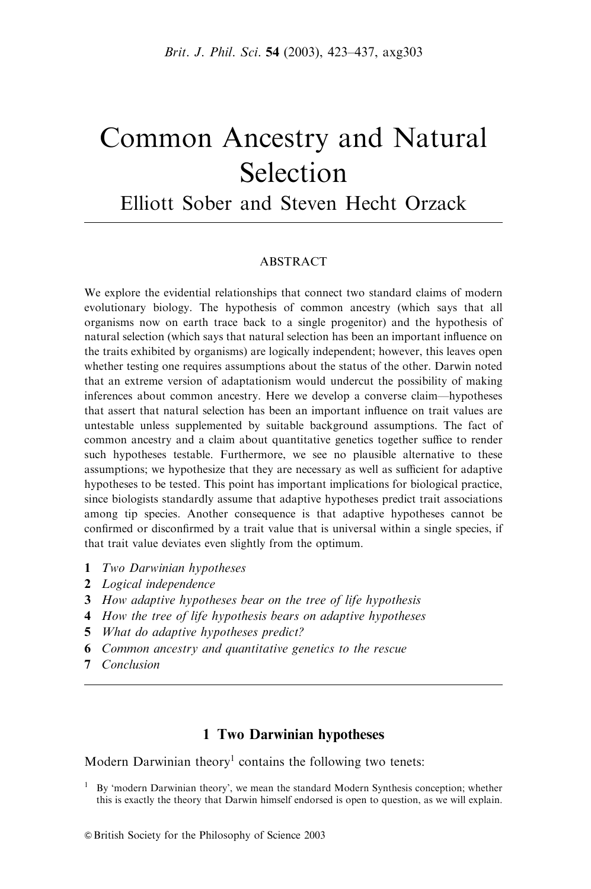# Common Ancestry and Natural Selection

Elliott Sober and Steven Hecht Orzack

## ABSTRACT

We explore the evidential relationships that connect two standard claims of modern evolutionary biology. The hypothesis of common ancestry (which says that all organisms now on earth trace back to a single progenitor) and the hypothesis of natural selection (which says that natural selection has been an important influence on the traits exhibited by organisms) are logically independent; however, this leaves open whether testing one requires assumptions about the status of the other. Darwin noted that an extreme version of adaptationism would undercut the possibility of making inferences about common ancestry. Here we develop a converse claim—hypotheses that assert that natural selection has been an important influence on trait values are untestable unless supplemented by suitable background assumptions. The fact of common ancestry and a claim about quantitative genetics together suffice to render such hypotheses testable. Furthermore, we see no plausible alternative to these assumptions; we hypothesize that they are necessary as well as sufficient for adaptive hypotheses to be tested. This point has important implications for biological practice, since biologists standardly assume that adaptive hypotheses predict trait associations among tip species. Another consequence is that adaptive hypotheses cannot be confirmed or disconfirmed by a trait value that is universal within a single species, if that trait value deviates even slightly from the optimum.

1. *Two Darwinian hypotheses*
2. *Logical independence*
3. *How adaptive hypotheses bear on the tree of life hypothesis*
4. *How the tree of life hypothesis bears on adaptive hypotheses*
5. *What do adaptive hypotheses predict?*
6. *Common ancestry and quantitative genetics to the rescue*
7. *Conclusion*

## 1 Two Darwinian hypotheses

Modern Darwinian theory[1] contains the following two tenets:

[1] By 'modern Darwinian theory', we mean the standard Modern Synthesis conception; whether this is exactly the theory that Darwin himself endorsed is open to question, as we will explain.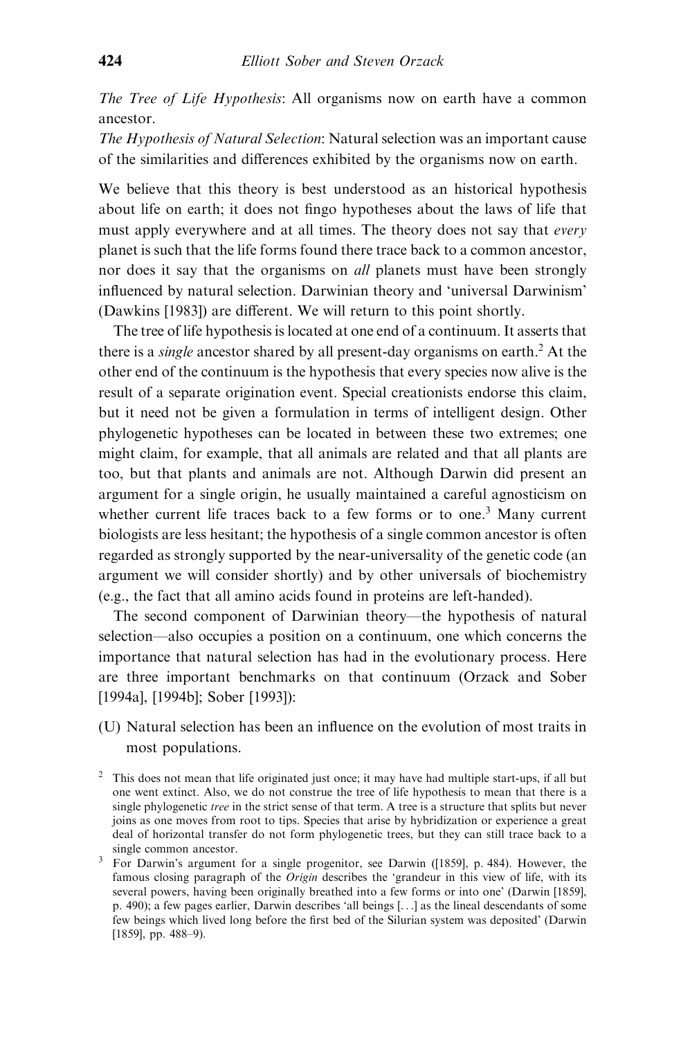*The Tree of Life Hypothesis*: All organisms now on earth have a common ancestor.
*The Hypothesis of Natural Selection*: Natural selection was an important cause of the similarities and differences exhibited by the organisms now on earth.

We believe that this theory is best understood as an historical hypothesis about life on earth; it does not fingo hypotheses about the laws of life that must apply everywhere and at all times. The theory does not say that *every* planet is such that the life forms found there trace back to a common ancestor, nor does it say that the organisms on *all* planets must have been strongly influenced by natural selection. Darwinian theory and 'universal Darwinism' (Dawkins [1983]) are different. We will return to this point shortly.

The tree of life hypothesis is located at one end of a continuum. It asserts that there is a *single* ancestor shared by all present-day organisms on earth.[2] At the other end of the continuum is the hypothesis that every species now alive is the result of a separate origination event. Special creationists endorse this claim, but it need not be given a formulation in terms of intelligent design. Other phylogenetic hypotheses can be located in between these two extremes; one might claim, for example, that all animals are related and that all plants are too, but that plants and animals are not. Although Darwin did present an argument for a single origin, he usually maintained a careful agnosticism on whether current life traces back to a few forms or to one.[3] Many current biologists are less hesitant; the hypothesis of a single common ancestor is often regarded as strongly supported by the near-universality of the genetic code (an argument we will consider shortly) and by other universals of biochemistry (e.g., the fact that all amino acids found in proteins are left-handed).

The second component of Darwinian theory—the hypothesis of natural selection—also occupies a position on a continuum, one which concerns the importance that natural selection has had in the evolutionary process. Here are three important benchmarks on that continuum (Orzack and Sober [1994a], [1994b]; Sober [1993]):

(U) Natural selection has been an influence on the evolution of most traits in most populations.

[2] This does not mean that life originated just once; it may have had multiple start-ups, if all but one went extinct. Also, we do not construe the tree of life hypothesis to mean that there is a single phylogenetic *tree* in the strict sense of that term. A tree is a structure that splits but never joins as one moves from root to tips. Species that arise by hybridization or experience a great deal of horizontal transfer do not form phylogenetic trees, but they can still trace back to a single common ancestor.

[3] For Darwin's argument for a single progenitor, see Darwin ([1859], p. 484). However, the famous closing paragraph of the *Origin* describes the 'grandeur in this view of life, with its several powers, having been originally breathed into a few forms or into one' (Darwin [1859], p. 490); a few pages earlier, Darwin describes 'all beings [...] as the lineal descendants of some few beings which lived long before the first bed of the Silurian system was deposited' (Darwin [1859], pp. 488–9).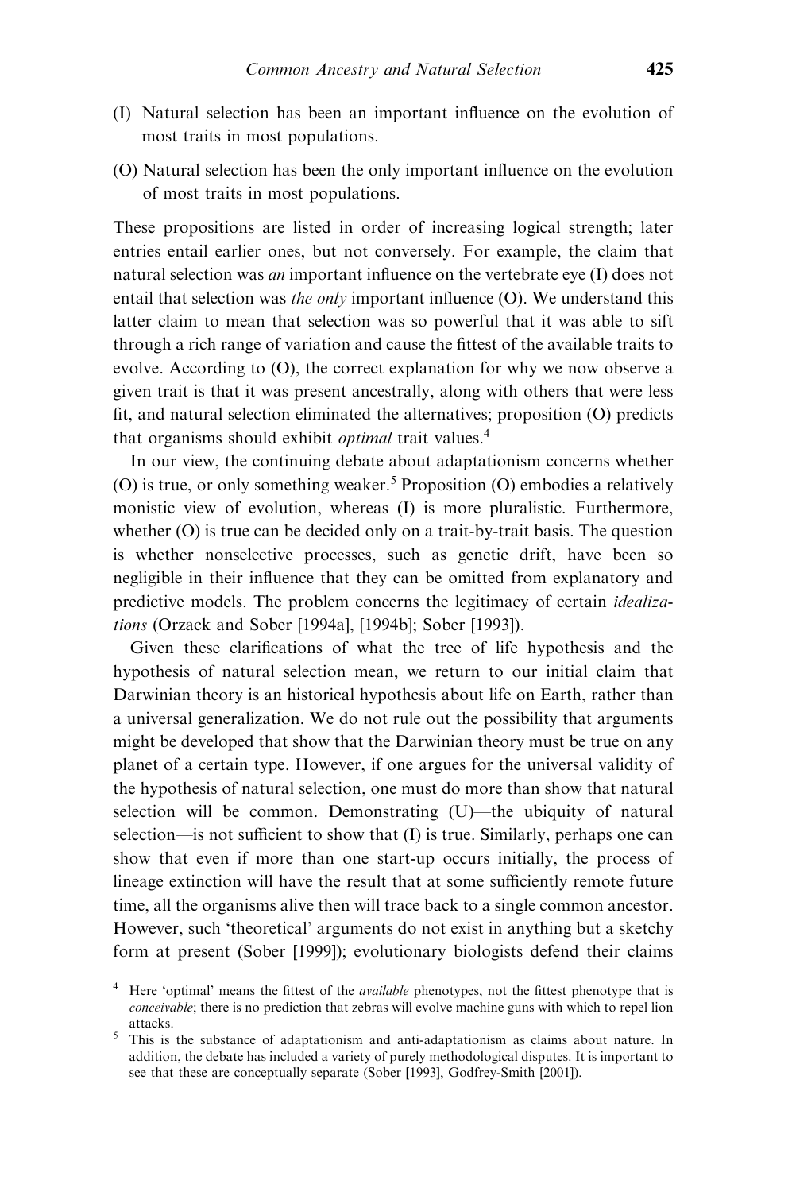(I) Natural selection has been an important influence on the evolution of most traits in most populations.

(O) Natural selection has been the only important influence on the evolution of most traits in most populations.

These propositions are listed in order of increasing logical strength; later entries entail earlier ones, but not conversely. For example, the claim that natural selection was *an* important influence on the vertebrate eye (I) does not entail that selection was *the only* important influence (O). We understand this latter claim to mean that selection was so powerful that it was able to sift through a rich range of variation and cause the fittest of the available traits to evolve. According to (O), the correct explanation for why we now observe a given trait is that it was present ancestrally, along with others that were less fit, and natural selection eliminated the alternatives; proposition (O) predicts that organisms should exhibit *optimal* trait values.[4]

In our view, the continuing debate about adaptationism concerns whether (O) is true, or only something weaker.[5] Proposition (O) embodies a relatively monistic view of evolution, whereas (I) is more pluralistic. Furthermore, whether (O) is true can be decided only on a trait-by-trait basis. The question is whether nonselective processes, such as genetic drift, have been so negligible in their influence that they can be omitted from explanatory and predictive models. The problem concerns the legitimacy of certain *idealizations* (Orzack and Sober [1994a], [1994b]; Sober [1993]).

Given these clarifications of what the tree of life hypothesis and the hypothesis of natural selection mean, we return to our initial claim that Darwinian theory is an historical hypothesis about life on Earth, rather than a universal generalization. We do not rule out the possibility that arguments might be developed that show that the Darwinian theory must be true on any planet of a certain type. However, if one argues for the universal validity of the hypothesis of natural selection, one must do more than show that natural selection will be common. Demonstrating (U)—the ubiquity of natural selection—is not sufficient to show that (I) is true. Similarly, perhaps one can show that even if more than one start-up occurs initially, the process of lineage extinction will have the result that at some sufficiently remote future time, all the organisms alive then will trace back to a single common ancestor. However, such 'theoretical' arguments do not exist in anything but a sketchy form at present (Sober [1999]); evolutionary biologists defend their claims

[4] Here 'optimal' means the fittest of the *available* phenotypes, not the fittest phenotype that is *conceivable*; there is no prediction that zebras will evolve machine guns with which to repel lion attacks.

[5] This is the substance of adaptationism and anti-adaptationism as claims about nature. In addition, the debate has included a variety of purely methodological disputes. It is important to see that these are conceptually separate (Sober [1993], Godfrey-Smith [2001]).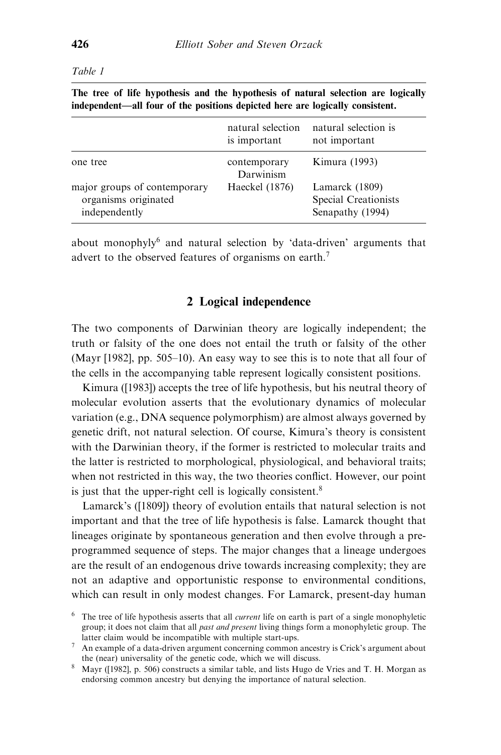Table 1

**The tree of life hypothesis and the hypothesis of natural selection are logically independent—all four of the positions depicted here are logically consistent.**

| | natural selection is important | natural selection is not important |
|---|---|---|
| one tree | contemporary Darwinism | Kimura (1993) |
| major groups of contemporary organisms originated independently | Haeckel (1876) | Lamarck (1809) Special Creationists Senapathy (1994) |

about monophyly[6] and natural selection by 'data-driven' arguments that advert to the observed features of organisms on earth.[7]

## 2 Logical independence

The two components of Darwinian theory are logically independent; the truth or falsity of the one does not entail the truth or falsity of the other (Mayr [1982], pp. 505–10). An easy way to see this is to note that all four of the cells in the accompanying table represent logically consistent positions.

Kimura ([1983]) accepts the tree of life hypothesis, but his neutral theory of molecular evolution asserts that the evolutionary dynamics of molecular variation (e.g., DNA sequence polymorphism) are almost always governed by genetic drift, not natural selection. Of course, Kimura's theory is consistent with the Darwinian theory, if the former is restricted to molecular traits and the latter is restricted to morphological, physiological, and behavioral traits; when not restricted in this way, the two theories conflict. However, our point is just that the upper-right cell is logically consistent.[8]

Lamarck's ([1809]) theory of evolution entails that natural selection is not important and that the tree of life hypothesis is false. Lamarck thought that lineages originate by spontaneous generation and then evolve through a pre-programmed sequence of steps. The major changes that a lineage undergoes are the result of an endogenous drive towards increasing complexity; they are not an adaptive and opportunistic response to environmental conditions, which can result in only modest changes. For Lamarck, present-day human

[6] The tree of life hypothesis asserts that all *current* life on earth is part of a single monophyletic group; it does not claim that all *past and present* living things form a monophyletic group. The latter claim would be incompatible with multiple start-ups.

[7] An example of a data-driven argument concerning common ancestry is Crick's argument about the (near) universality of the genetic code, which we will discuss.

[8] Mayr ([1982], p. 506) constructs a similar table, and lists Hugo de Vries and T. H. Morgan as endorsing common ancestry but denying the importance of natural selection.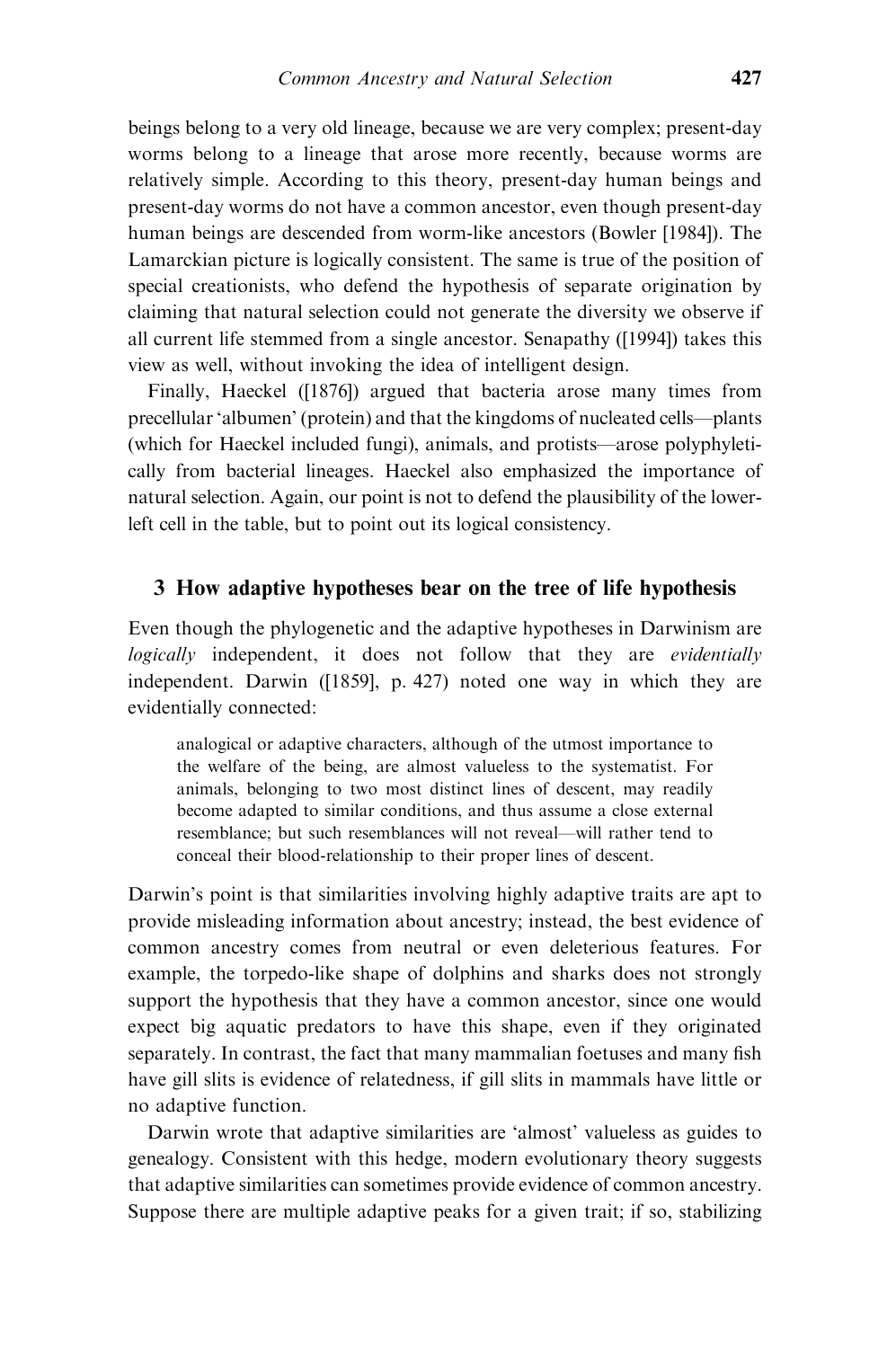beings belong to a very old lineage, because we are very complex; present-day worms belong to a lineage that arose more recently, because worms are relatively simple. According to this theory, present-day human beings and present-day worms do not have a common ancestor, even though present-day human beings are descended from worm-like ancestors (Bowler [1984]). The Lamarckian picture is logically consistent. The same is true of the position of special creationists, who defend the hypothesis of separate origination by claiming that natural selection could not generate the diversity we observe if all current life stemmed from a single ancestor. Senapathy ([1994]) takes this view as well, without invoking the idea of intelligent design.

Finally, Haeckel ([1876]) argued that bacteria arose many times from precellular 'albumen' (protein) and that the kingdoms of nucleated cells—plants (which for Haeckel included fungi), animals, and protists—arose polyphyletically from bacterial lineages. Haeckel also emphasized the importance of natural selection. Again, our point is not to defend the plausibility of the lower-left cell in the table, but to point out its logical consistency.

## 3 How adaptive hypotheses bear on the tree of life hypothesis

Even though the phylogenetic and the adaptive hypotheses in Darwinism are *logically* independent, it does not follow that they are *evidentially* independent. Darwin ([1859], p. 427) noted one way in which they are evidentially connected:

> analogical or adaptive characters, although of the utmost importance to the welfare of the being, are almost valueless to the systematist. For animals, belonging to two most distinct lines of descent, may readily become adapted to similar conditions, and thus assume a close external resemblance; but such resemblances will not reveal—will rather tend to conceal their blood-relationship to their proper lines of descent.

Darwin's point is that similarities involving highly adaptive traits are apt to provide misleading information about ancestry; instead, the best evidence of common ancestry comes from neutral or even deleterious features. For example, the torpedo-like shape of dolphins and sharks does not strongly support the hypothesis that they have a common ancestor, since one would expect big aquatic predators to have this shape, even if they originated separately. In contrast, the fact that many mammalian foetuses and many fish have gill slits is evidence of relatedness, if gill slits in mammals have little or no adaptive function.

Darwin wrote that adaptive similarities are 'almost' valueless as guides to genealogy. Consistent with this hedge, modern evolutionary theory suggests that adaptive similarities can sometimes provide evidence of common ancestry. Suppose there are multiple adaptive peaks for a given trait; if so, stabilizing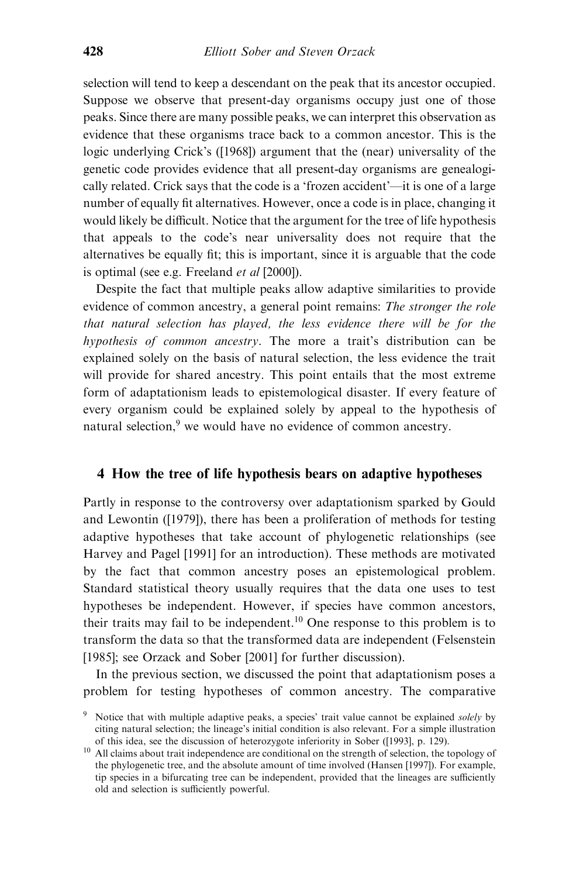selection will tend to keep a descendant on the peak that its ancestor occupied. Suppose we observe that present-day organisms occupy just one of those peaks. Since there are many possible peaks, we can interpret this observation as evidence that these organisms trace back to a common ancestor. This is the logic underlying Crick's ([1968]) argument that the (near) universality of the genetic code provides evidence that all present-day organisms are genealogically related. Crick says that the code is a 'frozen accident'—it is one of a large number of equally fit alternatives. However, once a code is in place, changing it would likely be difficult. Notice that the argument for the tree of life hypothesis that appeals to the code's near universality does not require that the alternatives be equally fit; this is important, since it is arguable that the code is optimal (see e.g. Freeland *et al* [2000]).

Despite the fact that multiple peaks allow adaptive similarities to provide evidence of common ancestry, a general point remains: *The stronger the role that natural selection has played, the less evidence there will be for the hypothesis of common ancestry*. The more a trait's distribution can be explained solely on the basis of natural selection, the less evidence the trait will provide for shared ancestry. This point entails that the most extreme form of adaptationism leads to epistemological disaster. If every feature of every organism could be explained solely by appeal to the hypothesis of natural selection,[9] we would have no evidence of common ancestry.

## 4 How the tree of life hypothesis bears on adaptive hypotheses

Partly in response to the controversy over adaptationism sparked by Gould and Lewontin ([1979]), there has been a proliferation of methods for testing adaptive hypotheses that take account of phylogenetic relationships (see Harvey and Pagel [1991] for an introduction). These methods are motivated by the fact that common ancestry poses an epistemological problem. Standard statistical theory usually requires that the data one uses to test hypotheses be independent. However, if species have common ancestors, their traits may fail to be independent.[10] One response to this problem is to transform the data so that the transformed data are independent (Felsenstein [1985]; see Orzack and Sober [2001] for further discussion).

In the previous section, we discussed the point that adaptationism poses a problem for testing hypotheses of common ancestry. The comparative

[9] Notice that with multiple adaptive peaks, a species' trait value cannot be explained *solely* by citing natural selection; the lineage's initial condition is also relevant. For a simple illustration of this idea, see the discussion of heterozygote inferiority in Sober ([1993], p. 129).

[10] All claims about trait independence are conditional on the strength of selection, the topology of the phylogenetic tree, and the absolute amount of time involved (Hansen [1997]). For example, tip species in a bifurcating tree can be independent, provided that the lineages are sufficiently old and selection is sufficiently powerful.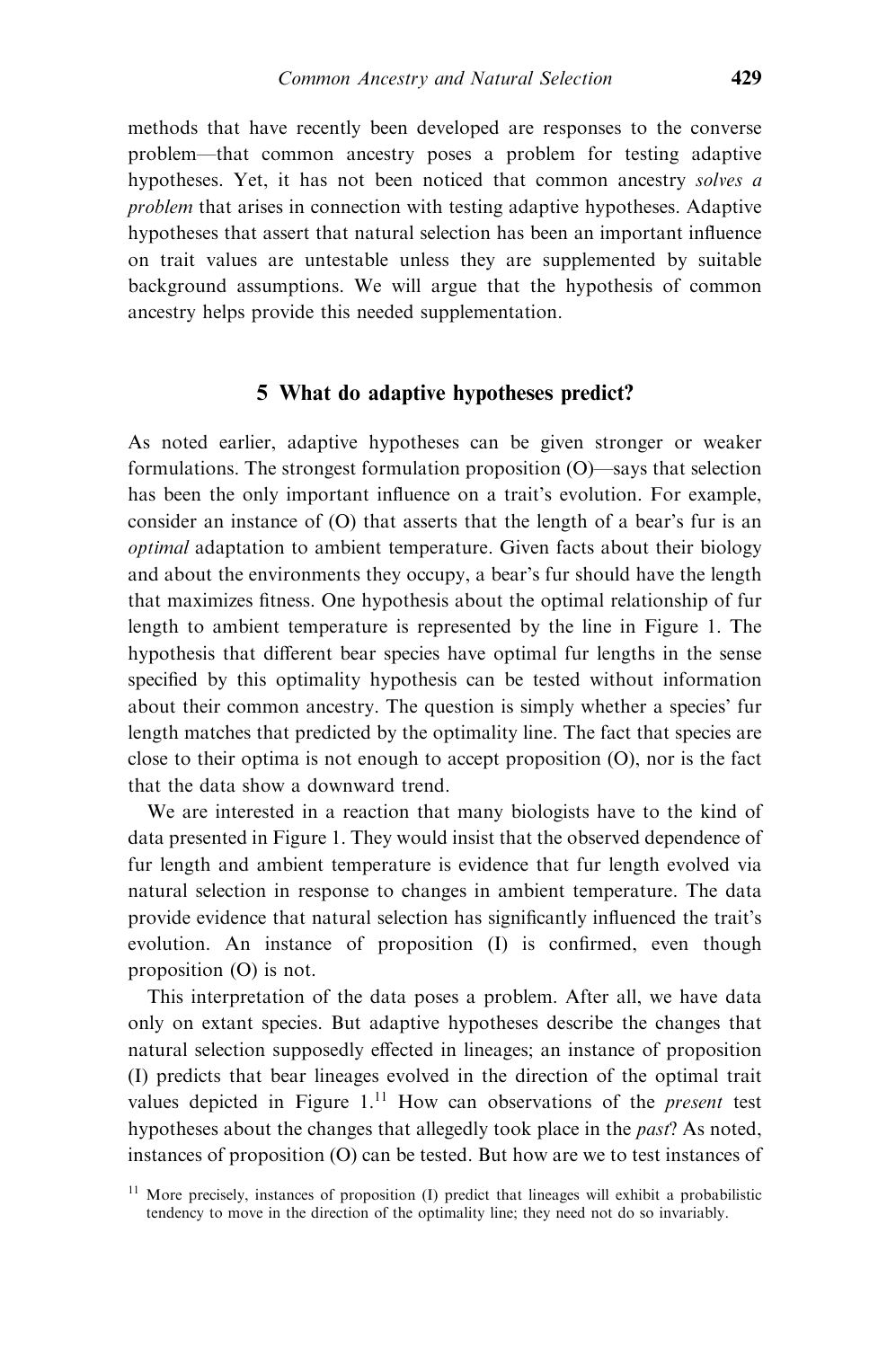methods that have recently been developed are responses to the converse problem—that common ancestry poses a problem for testing adaptive hypotheses. Yet, it has not been noticed that common ancestry *solves a problem* that arises in connection with testing adaptive hypotheses. Adaptive hypotheses that assert that natural selection has been an important influence on trait values are untestable unless they are supplemented by suitable background assumptions. We will argue that the hypothesis of common ancestry helps provide this needed supplementation.

## 5 What do adaptive hypotheses predict?

As noted earlier, adaptive hypotheses can be given stronger or weaker formulations. The strongest formulation proposition (O)—says that selection has been the only important influence on a trait's evolution. For example, consider an instance of (O) that asserts that the length of a bear's fur is an *optimal* adaptation to ambient temperature. Given facts about their biology and about the environments they occupy, a bear's fur should have the length that maximizes fitness. One hypothesis about the optimal relationship of fur length to ambient temperature is represented by the line in Figure 1. The hypothesis that different bear species have optimal fur lengths in the sense specified by this optimality hypothesis can be tested without information about their common ancestry. The question is simply whether a species' fur length matches that predicted by the optimality line. The fact that species are close to their optima is not enough to accept proposition (O), nor is the fact that the data show a downward trend.

We are interested in a reaction that many biologists have to the kind of data presented in Figure 1. They would insist that the observed dependence of fur length and ambient temperature is evidence that fur length evolved via natural selection in response to changes in ambient temperature. The data provide evidence that natural selection has significantly influenced the trait's evolution. An instance of proposition (I) is confirmed, even though proposition (O) is not.

This interpretation of the data poses a problem. After all, we have data only on extant species. But adaptive hypotheses describe the changes that natural selection supposedly effected in lineages; an instance of proposition (I) predicts that bear lineages evolved in the direction of the optimal trait values depicted in Figure 1.[11] How can observations of the *present* test hypotheses about the changes that allegedly took place in the *past*? As noted, instances of proposition (O) can be tested. But how are we to test instances of

[11] More precisely, instances of proposition (I) predict that lineages will exhibit a probabilistic tendency to move in the direction of the optimality line; they need not do so invariably.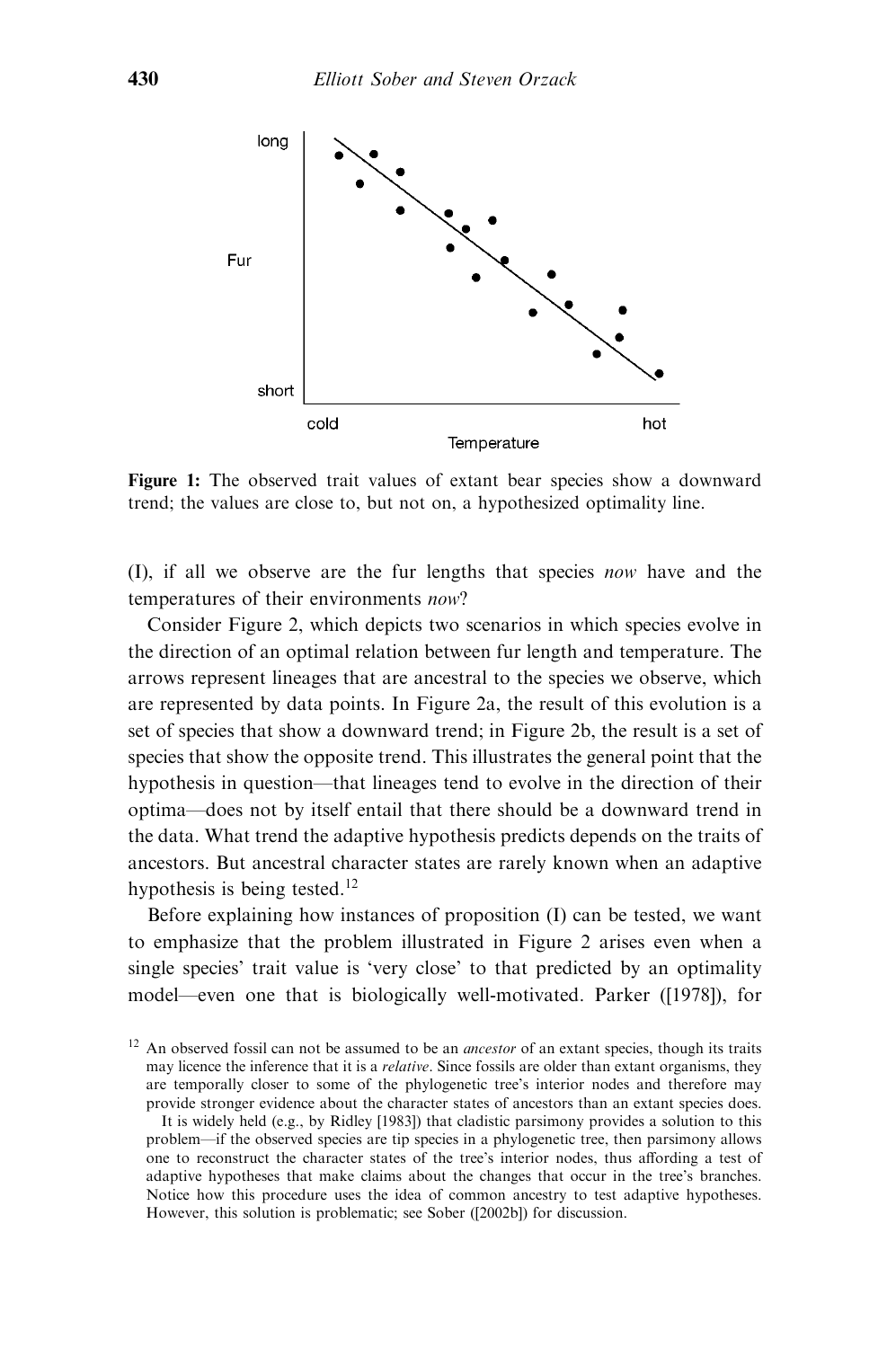**Figure 1:** The observed trait values of extant bear species show a downward trend; the values are close to, but not on, a hypothesized optimality line.

(I), if all we observe are the fur lengths that species *now* have and the temperatures of their environments *now*?

Consider Figure 2, which depicts two scenarios in which species evolve in the direction of an optimal relation between fur length and temperature. The arrows represent lineages that are ancestral to the species we observe, which are represented by data points. In Figure 2a, the result of this evolution is a set of species that show a downward trend; in Figure 2b, the result is a set of species that show the opposite trend. This illustrates the general point that the hypothesis in question—that lineages tend to evolve in the direction of their optima—does not by itself entail that there should be a downward trend in the data. What trend the adaptive hypothesis predicts depends on the traits of ancestors. But ancestral character states are rarely known when an adaptive hypothesis is being tested.[12]

Before explaining how instances of proposition (I) can be tested, we want to emphasize that the problem illustrated in Figure 2 arises even when a single species' trait value is 'very close' to that predicted by an optimality model—even one that is biologically well-motivated. Parker ([1978]), for

[12] An observed fossil can not be assumed to be an *ancestor* of an extant species, though its traits may licence the inference that it is a *relative*. Since fossils are older than extant organisms, they are temporally closer to some of the phylogenetic tree's interior nodes and therefore may provide stronger evidence about the character states of ancestors than an extant species does.

It is widely held (e.g., by Ridley [1983]) that cladistic parsimony provides a solution to this problem—if the observed species are tip species in a phylogenetic tree, then parsimony allows one to reconstruct the character states of the tree's interior nodes, thus affording a test of adaptive hypotheses that make claims about the changes that occur in the tree's branches. Notice how this procedure uses the idea of common ancestry to test adaptive hypotheses. However, this solution is problematic; see Sober ([2002b]) for discussion.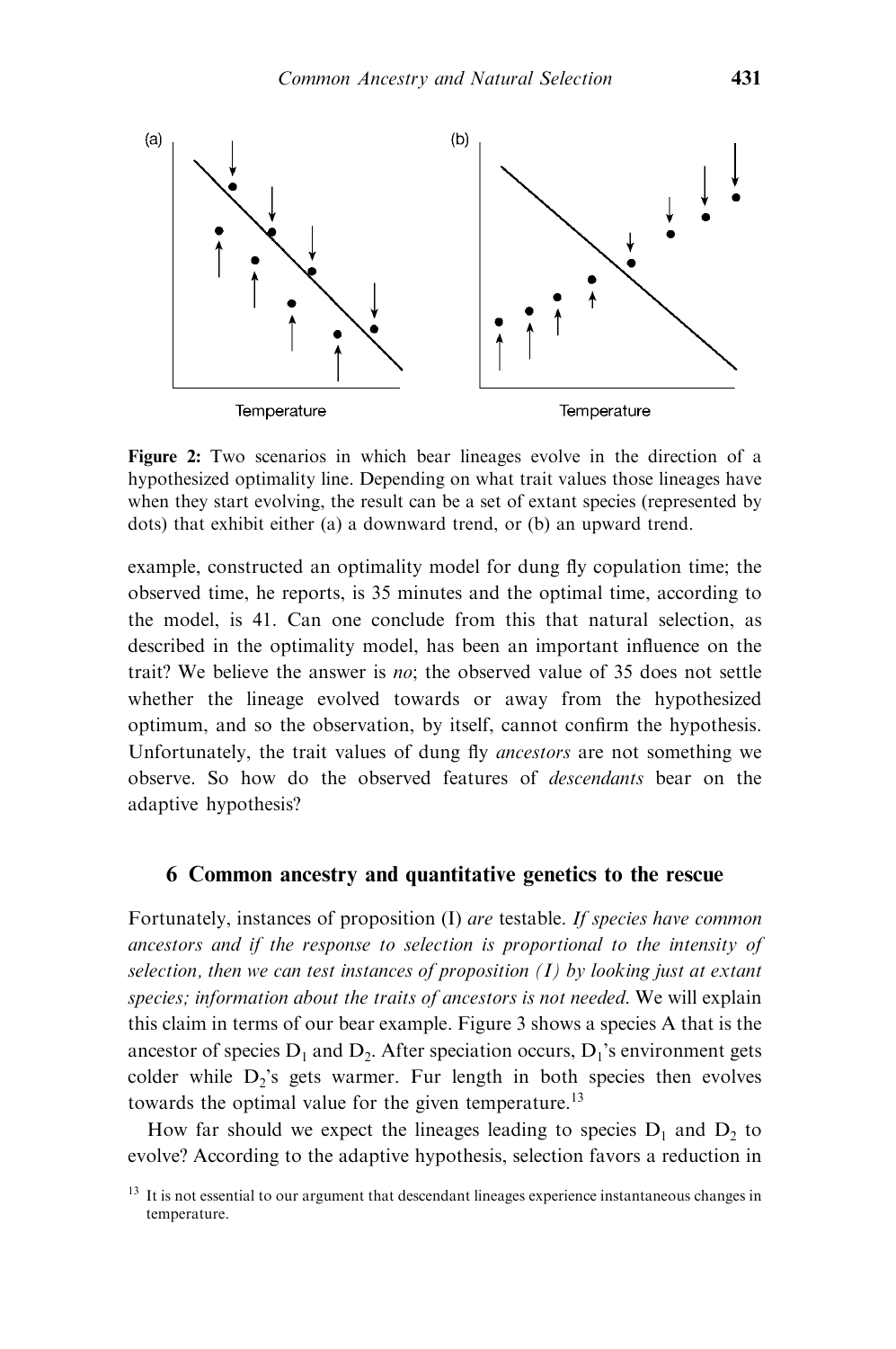**Figure 2:** Two scenarios in which bear lineages evolve in the direction of a hypothesized optimality line. Depending on what trait values those lineages have when they start evolving, the result can be a set of extant species (represented by dots) that exhibit either (a) a downward trend, or (b) an upward trend.

example, constructed an optimality model for dung fly copulation time; the observed time, he reports, is 35 minutes and the optimal time, according to the model, is 41. Can one conclude from this that natural selection, as described in the optimality model, has been an important influence on the trait? We believe the answer is *no*; the observed value of 35 does not settle whether the lineage evolved towards or away from the hypothesized optimum, and so the observation, by itself, cannot confirm the hypothesis. Unfortunately, the trait values of dung fly *ancestors* are not something we observe. So how do the observed features of *descendants* bear on the adaptive hypothesis?

## 6 Common ancestry and quantitative genetics to the rescue

Fortunately, instances of proposition (I) *are* testable. *If species have common ancestors and if the response to selection is proportional to the intensity of selection, then we can test instances of proposition (I) by looking just at extant species; information about the traits of ancestors is not needed.* We will explain this claim in terms of our bear example. Figure 3 shows a species A that is the ancestor of species $D_1$ and $D_2$. After speciation occurs, $D_1$'s environment gets colder while $D_2$'s gets warmer. Fur length in both species then evolves towards the optimal value for the given temperature.[13]

How far should we expect the lineages leading to species $D_1$ and $D_2$ to evolve? According to the adaptive hypothesis, selection favors a reduction in

[13] It is not essential to our argument that descendant lineages experience instantaneous changes in temperature.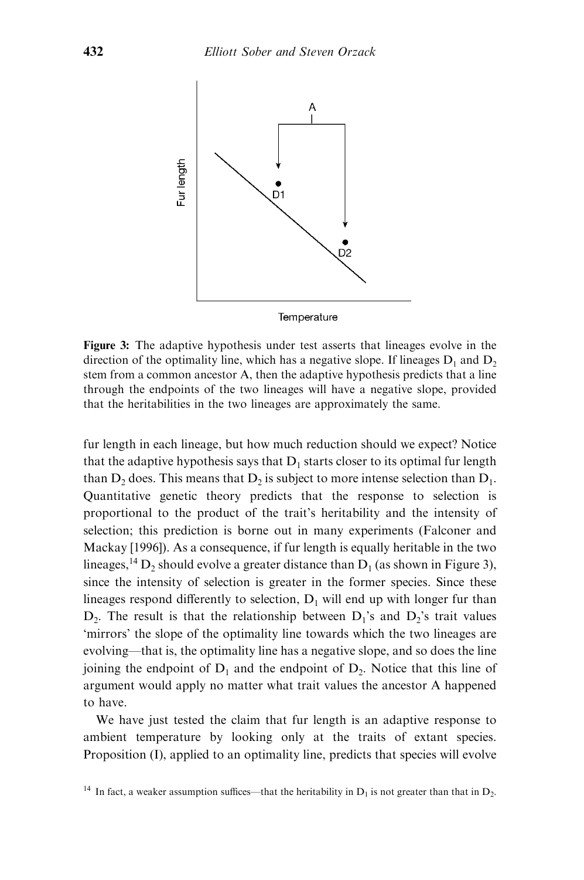**Figure 3:** The adaptive hypothesis under test asserts that lineages evolve in the direction of the optimality line, which has a negative slope. If lineages $D_1$ and $D_2$ stem from a common ancestor A, then the adaptive hypothesis predicts that a line through the endpoints of the two lineages will have a negative slope, provided that the heritabilities in the two lineages are approximately the same.

fur length in each lineage, but how much reduction should we expect? Notice that the adaptive hypothesis says that $D_1$ starts closer to its optimal fur length than $D_2$ does. This means that $D_2$ is subject to more intense selection than $D_1$. Quantitative genetic theory predicts that the response to selection is proportional to the product of the trait's heritability and the intensity of selection; this prediction is borne out in many experiments (Falconer and Mackay [1996]). As a consequence, if fur length is equally heritable in the two lineages,[14] $D_2$ should evolve a greater distance than $D_1$ (as shown in Figure 3), since the intensity of selection is greater in the former species. Since these lineages respond differently to selection, $D_1$ will end up with longer fur than $D_2$. The result is that the relationship between $D_1$'s and $D_2$'s trait values 'mirrors' the slope of the optimality line towards which the two lineages are evolving—that is, the optimality line has a negative slope, and so does the line joining the endpoint of $D_1$ and the endpoint of $D_2$. Notice that this line of argument would apply no matter what trait values the ancestor A happened to have.

We have just tested the claim that fur length is an adaptive response to ambient temperature by looking only at the traits of extant species. Proposition (I), applied to an optimality line, predicts that species will evolve

[14] In fact, a weaker assumption suffices—that the heritability in $D_1$ is not greater than that in $D_2$.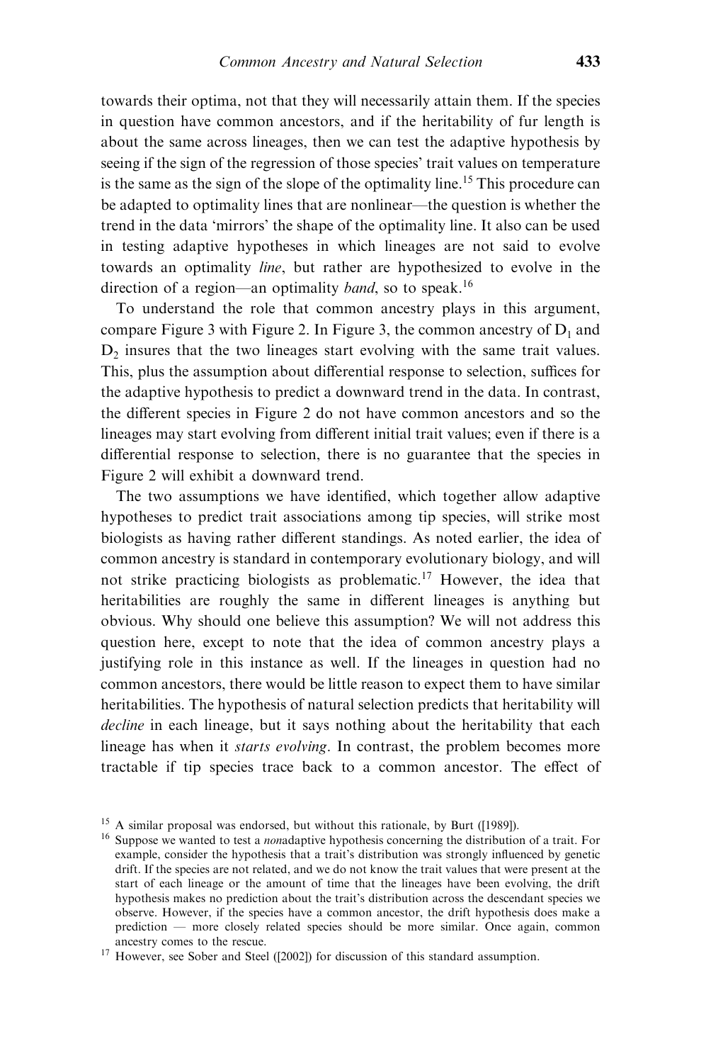towards their optima, not that they will necessarily attain them. If the species in question have common ancestors, and if the heritability of fur length is about the same across lineages, then we can test the adaptive hypothesis by seeing if the sign of the regression of those species' trait values on temperature is the same as the sign of the slope of the optimality line.[15] This procedure can be adapted to optimality lines that are nonlinear—the question is whether the trend in the data 'mirrors' the shape of the optimality line. It also can be used in testing adaptive hypotheses in which lineages are not said to evolve towards an optimality *line*, but rather are hypothesized to evolve in the direction of a region—an optimality *band*, so to speak.[16]

To understand the role that common ancestry plays in this argument, compare Figure 3 with Figure 2. In Figure 3, the common ancestry of $D_1$ and $D_2$ insures that the two lineages start evolving with the same trait values. This, plus the assumption about differential response to selection, suffices for the adaptive hypothesis to predict a downward trend in the data. In contrast, the different species in Figure 2 do not have common ancestors and so the lineages may start evolving from different initial trait values; even if there is a differential response to selection, there is no guarantee that the species in Figure 2 will exhibit a downward trend.

The two assumptions we have identified, which together allow adaptive hypotheses to predict trait associations among tip species, will strike most biologists as having rather different standings. As noted earlier, the idea of common ancestry is standard in contemporary evolutionary biology, and will not strike practicing biologists as problematic.[17] However, the idea that heritabilities are roughly the same in different lineages is anything but obvious. Why should one believe this assumption? We will not address this question here, except to note that the idea of common ancestry plays a justifying role in this instance as well. If the lineages in question had no common ancestors, there would be little reason to expect them to have similar heritabilities. The hypothesis of natural selection predicts that heritability will *decline* in each lineage, but it says nothing about the heritability that each lineage has when it *starts evolving*. In contrast, the problem becomes more tractable if tip species trace back to a common ancestor. The effect of

[15] A similar proposal was endorsed, but without this rationale, by Burt ([1989]).

[16] Suppose we wanted to test a *non*adaptive hypothesis concerning the distribution of a trait. For example, consider the hypothesis that a trait's distribution was strongly influenced by genetic drift. If the species are not related, and we do not know the trait values that were present at the start of each lineage or the amount of time that the lineages have been evolving, the drift hypothesis makes no prediction about the trait's distribution across the descendant species we observe. However, if the species have a common ancestor, the drift hypothesis does make a prediction — more closely related species should be more similar. Once again, common ancestry comes to the rescue.

[17] However, see Sober and Steel ([2002]) for discussion of this standard assumption.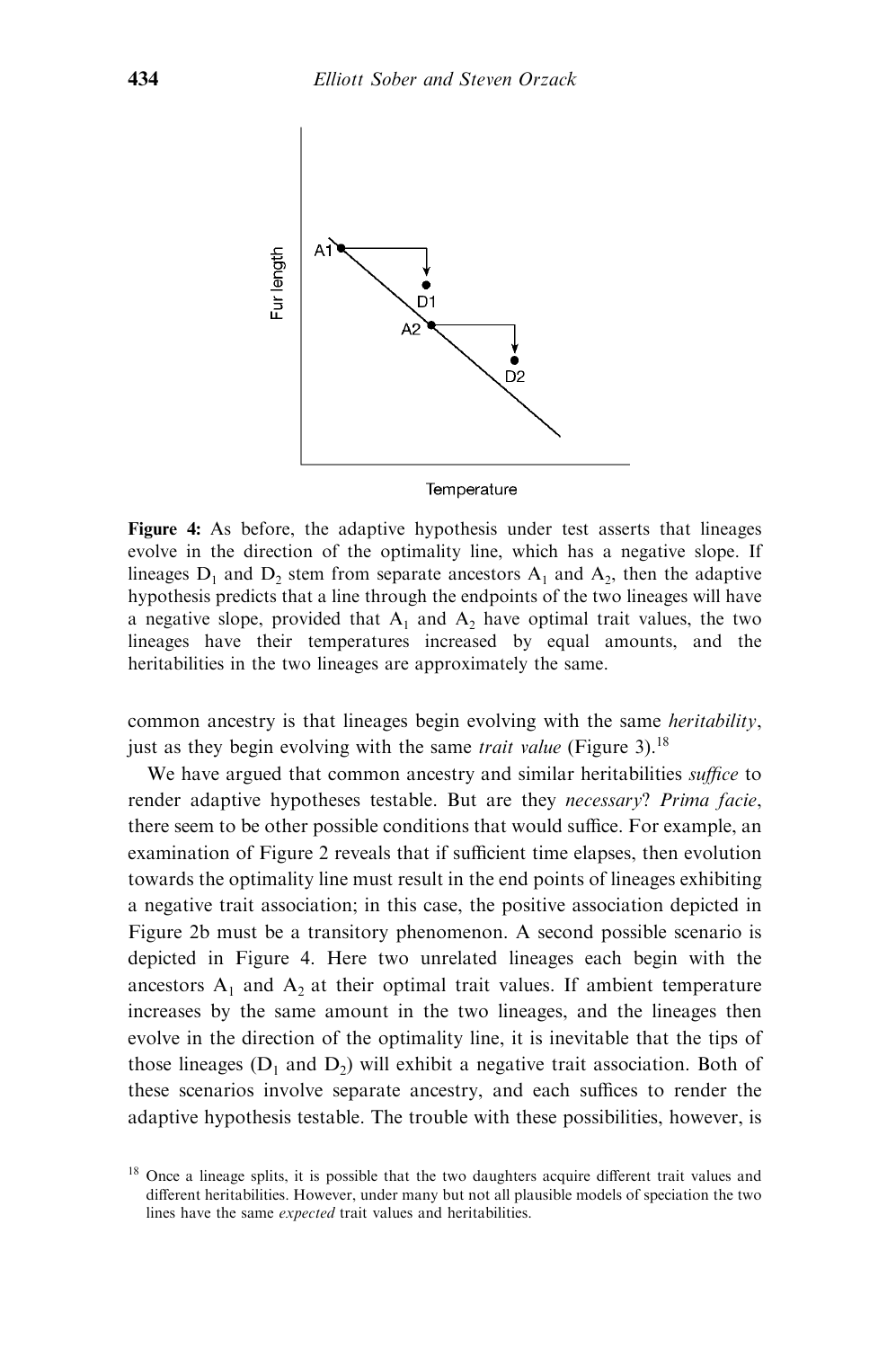**Figure 4:** As before, the adaptive hypothesis under test asserts that lineages evolve in the direction of the optimality line, which has a negative slope. If lineages $D_1$ and $D_2$ stem from separate ancestors $A_1$ and $A_2$, then the adaptive hypothesis predicts that a line through the endpoints of the two lineages will have a negative slope, provided that $A_1$ and $A_2$ have optimal trait values, the two lineages have their temperatures increased by equal amounts, and the heritabilities in the two lineages are approximately the same.

common ancestry is that lineages begin evolving with the same *heritability*, just as they begin evolving with the same *trait value* (Figure 3).[18]

We have argued that common ancestry and similar heritabilities *suffice* to render adaptive hypotheses testable. But are they *necessary*? *Prima facie*, there seem to be other possible conditions that would suffice. For example, an examination of Figure 2 reveals that if sufficient time elapses, then evolution towards the optimality line must result in the end points of lineages exhibiting a negative trait association; in this case, the positive association depicted in Figure 2b must be a transitory phenomenon. A second possible scenario is depicted in Figure 4. Here two unrelated lineages each begin with the ancestors $A_1$ and $A_2$ at their optimal trait values. If ambient temperature increases by the same amount in the two lineages, and the lineages then evolve in the direction of the optimality line, it is inevitable that the tips of those lineages ($D_1$ and $D_2$) will exhibit a negative trait association. Both of these scenarios involve separate ancestry, and each suffices to render the adaptive hypothesis testable. The trouble with these possibilities, however, is

[18] Once a lineage splits, it is possible that the two daughters acquire different trait values and different heritabilities. However, under many but not all plausible models of speciation the two lines have the same *expected* trait values and heritabilities.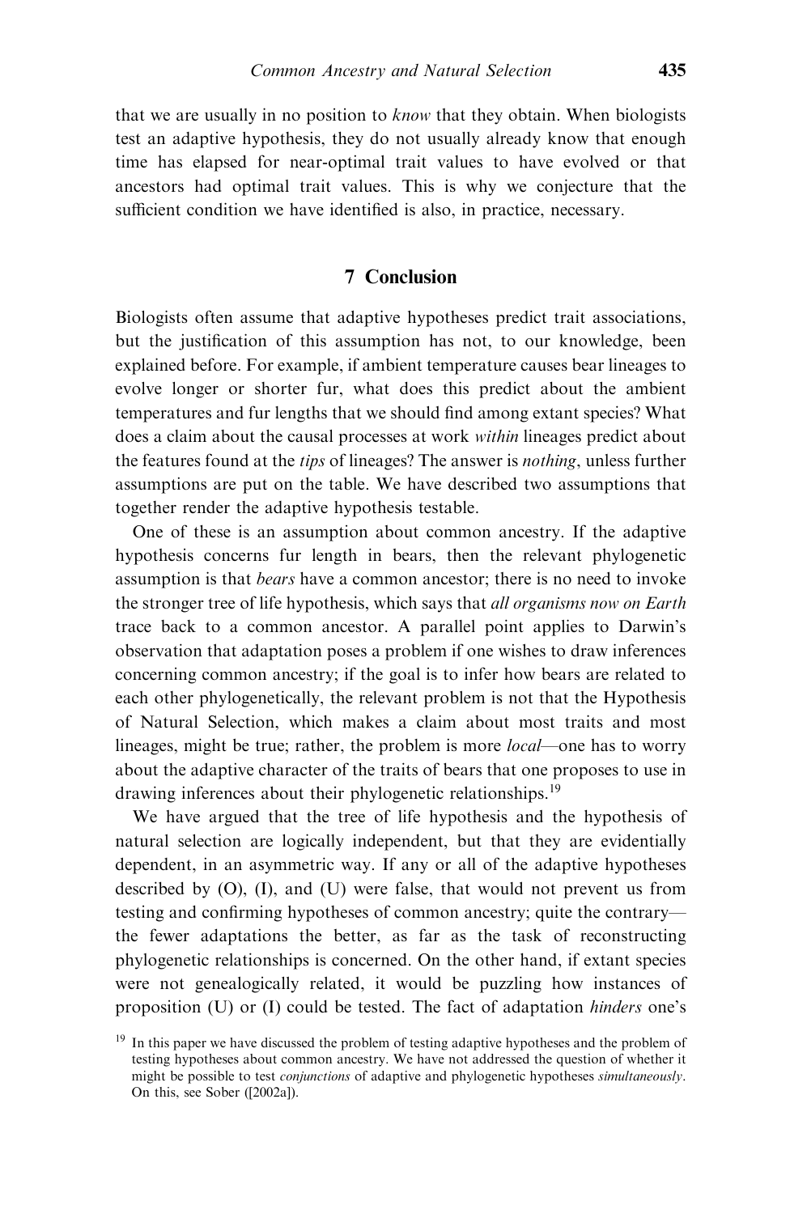that we are usually in no position to *know* that they obtain. When biologists test an adaptive hypothesis, they do not usually already know that enough time has elapsed for near-optimal trait values to have evolved or that ancestors had optimal trait values. This is why we conjecture that the sufficient condition we have identified is also, in practice, necessary.

## 7 Conclusion

Biologists often assume that adaptive hypotheses predict trait associations, but the justification of this assumption has not, to our knowledge, been explained before. For example, if ambient temperature causes bear lineages to evolve longer or shorter fur, what does this predict about the ambient temperatures and fur lengths that we should find among extant species? What does a claim about the causal processes at work *within* lineages predict about the features found at the *tips* of lineages? The answer is *nothing*, unless further assumptions are put on the table. We have described two assumptions that together render the adaptive hypothesis testable.

One of these is an assumption about common ancestry. If the adaptive hypothesis concerns fur length in bears, then the relevant phylogenetic assumption is that *bears* have a common ancestor; there is no need to invoke the stronger tree of life hypothesis, which says that *all organisms now on Earth* trace back to a common ancestor. A parallel point applies to Darwin's observation that adaptation poses a problem if one wishes to draw inferences concerning common ancestry; if the goal is to infer how bears are related to each other phylogenetically, the relevant problem is not that the Hypothesis of Natural Selection, which makes a claim about most traits and most lineages, might be true; rather, the problem is more *local*—one has to worry about the adaptive character of the traits of bears that one proposes to use in drawing inferences about their phylogenetic relationships.[19]

We have argued that the tree of life hypothesis and the hypothesis of natural selection are logically independent, but that they are evidentially dependent, in an asymmetric way. If any or all of the adaptive hypotheses described by (O), (I), and (U) were false, that would not prevent us from testing and confirming hypotheses of common ancestry; quite the contrary—the fewer adaptations the better, as far as the task of reconstructing phylogenetic relationships is concerned. On the other hand, if extant species were not genealogically related, it would be puzzling how instances of proposition (U) or (I) could be tested. The fact of adaptation *hinders* one's

[19] In this paper we have discussed the problem of testing adaptive hypotheses and the problem of testing hypotheses about common ancestry. We have not addressed the question of whether it might be possible to test *conjunctions* of adaptive and phylogenetic hypotheses *simultaneously*. On this, see Sober ([2002a]).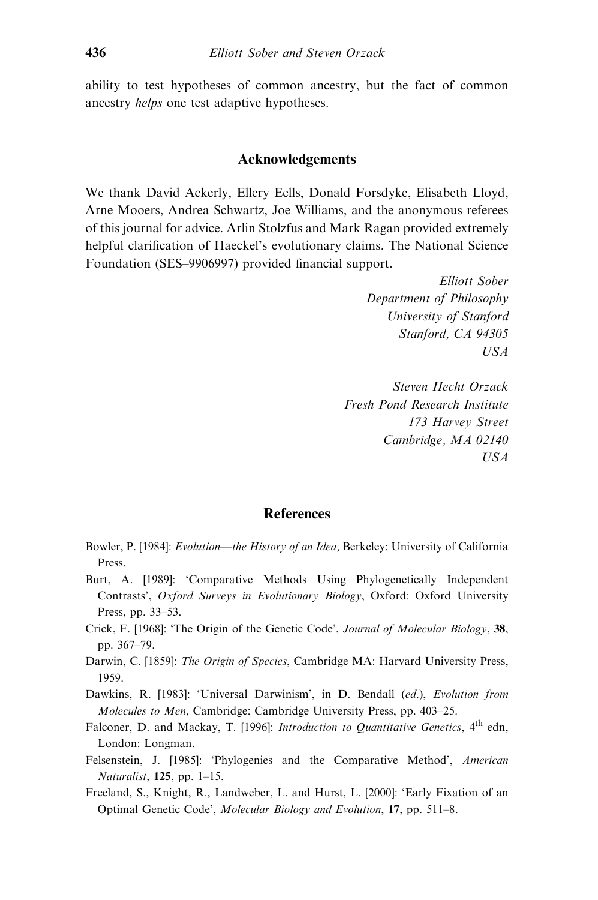ability to test hypotheses of common ancestry, but the fact of common ancestry *helps* one test adaptive hypotheses.

## Acknowledgements

We thank David Ackerly, Ellery Eells, Donald Forsdyke, Elisabeth Lloyd, Arne Mooers, Andrea Schwartz, Joe Williams, and the anonymous referees of this journal for advice. Arlin Stolzfus and Mark Ragan provided extremely helpful clarification of Haeckel's evolutionary claims. The National Science Foundation (SES–9906997) provided financial support.

*Elliott Sober*
*Department of Philosophy*
*University of Stanford*
*Stanford, CA 94305*
*USA*

*Steven Hecht Orzack*
*Fresh Pond Research Institute*
*173 Harvey Street*
*Cambridge, MA 02140*
*USA*

## References

Bowler, P. [1984]: *Evolution—the History of an Idea,* Berkeley: University of California Press.

Burt, A. [1989]: 'Comparative Methods Using Phylogenetically Independent Contrasts', *Oxford Surveys in Evolutionary Biology*, Oxford: Oxford University Press, pp. 33–53.

Crick, F. [1968]: 'The Origin of the Genetic Code', *Journal of Molecular Biology*, **38**, pp. 367–79.

Darwin, C. [1859]: *The Origin of Species*, Cambridge MA: Harvard University Press, 1959.

Dawkins, R. [1983]: 'Universal Darwinism', in D. Bendall (*ed.*), *Evolution from Molecules to Men*, Cambridge: Cambridge University Press, pp. 403–25.

Falconer, D. and Mackay, T. [1996]: *Introduction to Quantitative Genetics*, 4th edn, London: Longman.

Felsenstein, J. [1985]: 'Phylogenies and the Comparative Method', *American Naturalist*, **125**, pp. 1–15.

Freeland, S., Knight, R., Landweber, L. and Hurst, L. [2000]: 'Early Fixation of an Optimal Genetic Code', *Molecular Biology and Evolution*, **17**, pp. 511–8.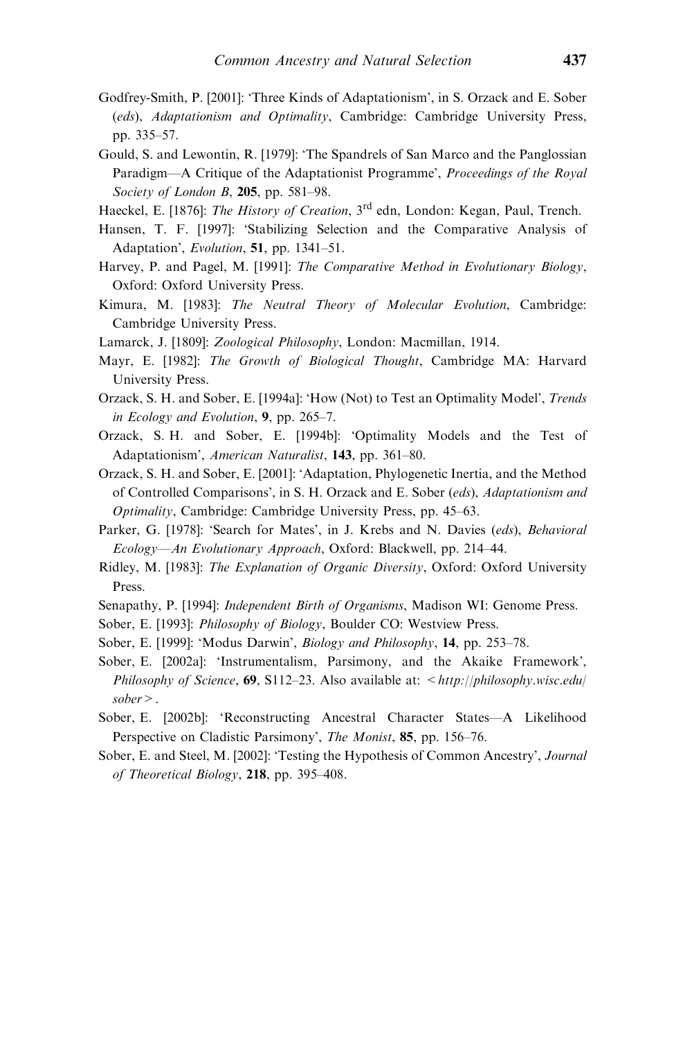Godfrey-Smith, P. [2001]: 'Three Kinds of Adaptationism', in S. Orzack and E. Sober (*eds*), *Adaptationism and Optimality*, Cambridge: Cambridge University Press, pp. 335–57.

Gould, S. and Lewontin, R. [1979]: 'The Spandrels of San Marco and the Panglossian Paradigm—A Critique of the Adaptationist Programme', *Proceedings of the Royal Society of London B*, **205**, pp. 581–98.

Haeckel, E. [1876]: *The History of Creation*, 3rd edn, London: Kegan, Paul, Trench.

Hansen, T. F. [1997]: 'Stabilizing Selection and the Comparative Analysis of Adaptation', *Evolution*, **51**, pp. 1341–51.

Harvey, P. and Pagel, M. [1991]: *The Comparative Method in Evolutionary Biology*, Oxford: Oxford University Press.

Kimura, M. [1983]: *The Neutral Theory of Molecular Evolution*, Cambridge: Cambridge University Press.

Lamarck, J. [1809]: *Zoological Philosophy*, London: Macmillan, 1914.

Mayr, E. [1982]: *The Growth of Biological Thought*, Cambridge MA: Harvard University Press.

Orzack, S. H. and Sober, E. [1994a]: 'How (Not) to Test an Optimality Model', *Trends in Ecology and Evolution*, **9**, pp. 265–7.

Orzack, S. H. and Sober, E. [1994b]: 'Optimality Models and the Test of Adaptationism', *American Naturalist*, **143**, pp. 361–80.

Orzack, S. H. and Sober, E. [2001]: 'Adaptation, Phylogenetic Inertia, and the Method of Controlled Comparisons', in S. H. Orzack and E. Sober (*eds*), *Adaptationism and Optimality*, Cambridge: Cambridge University Press, pp. 45–63.

Parker, G. [1978]: 'Search for Mates', in J. Krebs and N. Davies (*eds*), *Behavioral Ecology—An Evolutionary Approach*, Oxford: Blackwell, pp. 214–44.

Ridley, M. [1983]: *The Explanation of Organic Diversity*, Oxford: Oxford University Press.

Senapathy, P. [1994]: *Independent Birth of Organisms*, Madison WI: Genome Press.

Sober, E. [1993]: *Philosophy of Biology*, Boulder CO: Westview Press.

Sober, E. [1999]: 'Modus Darwin', *Biology and Philosophy*, **14**, pp. 253–78.

Sober, E. [2002a]: 'Instrumentalism, Parsimony, and the Akaike Framework', *Philosophy of Science*, **69**, S112–23. Also available at: <*http://philosophy.wisc.edu/sober*>.

Sober, E. [2002b]: 'Reconstructing Ancestral Character States—A Likelihood Perspective on Cladistic Parsimony', *The Monist*, **85**, pp. 156–76.

Sober, E. and Steel, M. [2002]: 'Testing the Hypothesis of Common Ancestry', *Journal of Theoretical Biology*, **218**, pp. 395–408.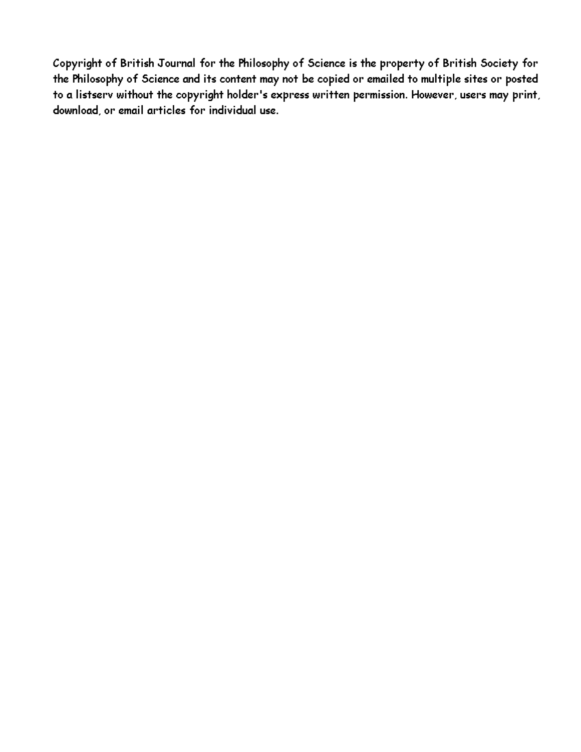Copyright of British Journal for the Philosophy of Science is the property of British Society for the Philosophy of Science and its content may not be copied or emailed to multiple sites or posted to a listserv without the copyright holder's express written permission. However, users may print, download, or email articles for individual use.